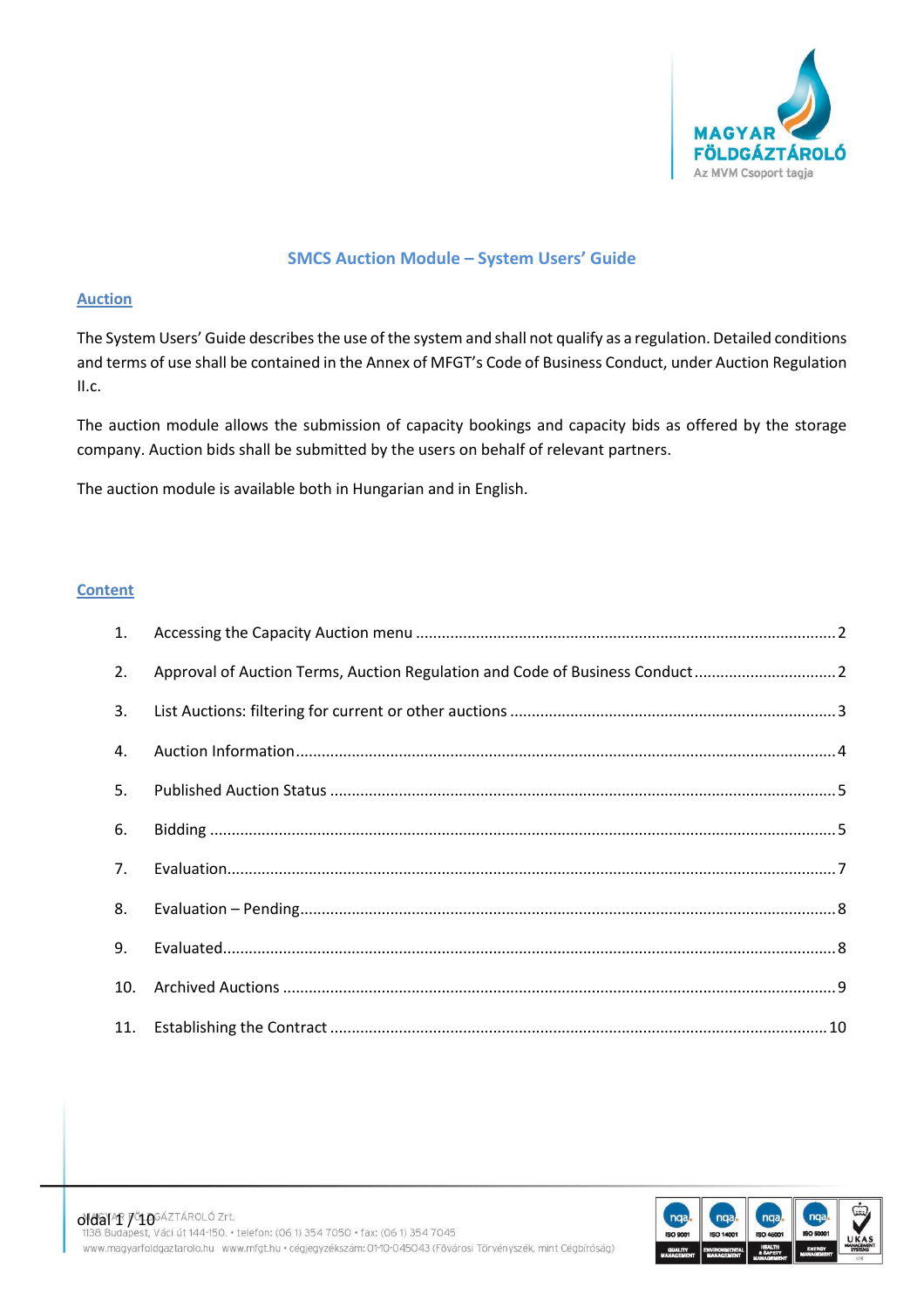# SMCS Auction Module – System Users' Guide

## Auction

The System Users' Guide describes the use of the system and shall not qualify as a regulation. Detailed conditions and terms of use shall be contained in the Annex of MFGT's Code of Business Conduct, under Auction Regulation II.c.

The auction module allows the submission of capacity bookings and capacity bids as offered by the storage company. Auction bids shall be submitted by the users on behalf of relevant partners.

The auction module is available both in Hungarian and in English.

## Content

1. Accessing the Capacity Auction menu ........ 2
2. Approval of Auction Terms, Auction Regulation and Code of Business Conduct ........ 2
3. List Auctions: filtering for current or other auctions ........ 3
4. Auction Information ........ 4
5. Published Auction Status ........ 5
6. Bidding ........ 5
7. Evaluation ........ 7
8. Evaluation – Pending ........ 8
9. Evaluated ........ 8
10. Archived Auctions ........ 9
11. Establishing the Contract ........ 10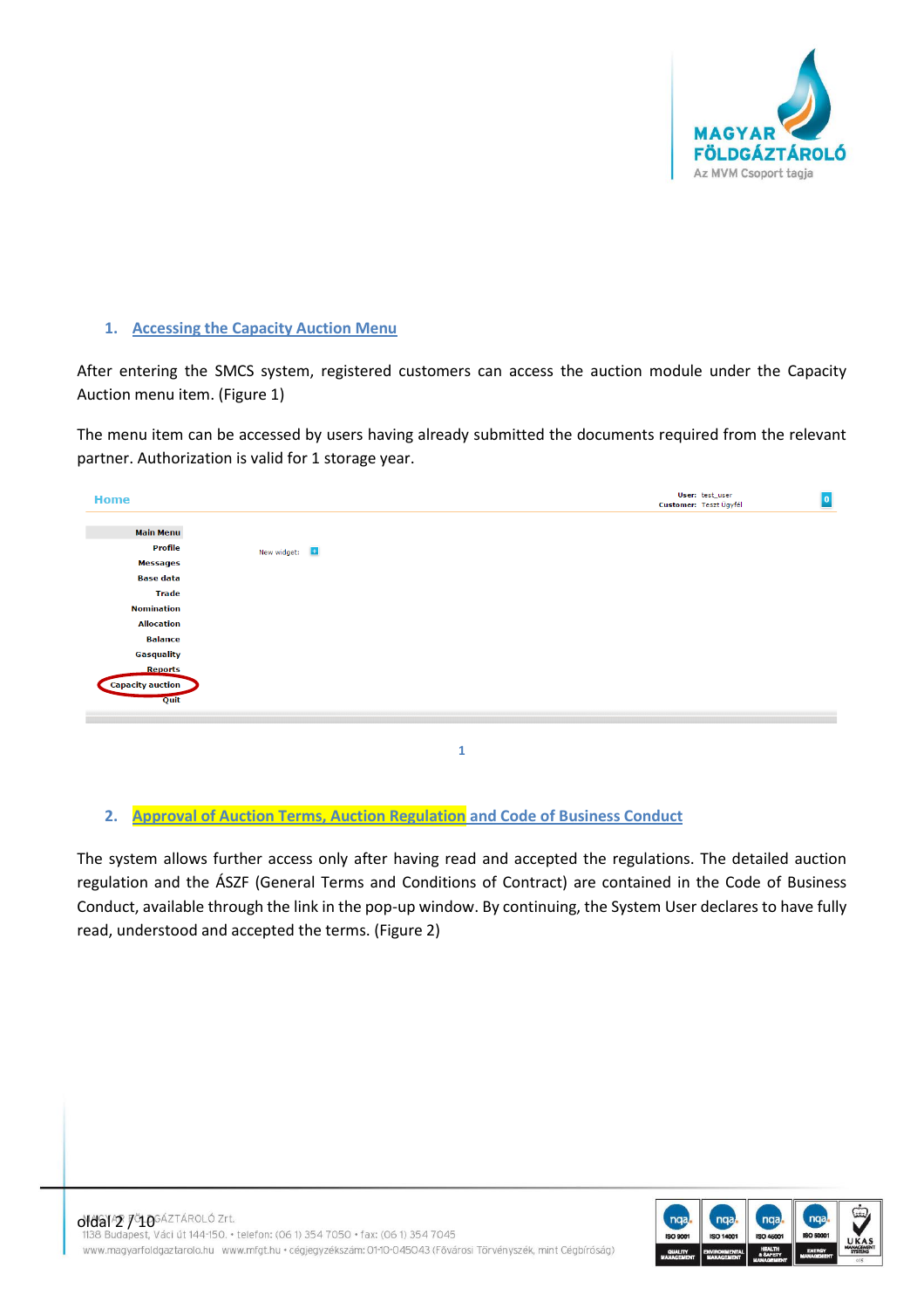## 1. Accessing the Capacity Auction Menu

After entering the SMCS system, registered customers can access the auction module under the Capacity Auction menu item. (Figure 1)

The menu item can be accessed by users having already submitted the documents required from the relevant partner. Authorization is valid for 1 storage year.

1

## 2. Approval of Auction Terms, Auction Regulation and Code of Business Conduct

The system allows further access only after having read and accepted the regulations. The detailed auction regulation and the ÁSZF (General Terms and Conditions of Contract) are contained in the Code of Business Conduct, available through the link in the pop-up window. By continuing, the System User declares to have fully read, understood and accepted the terms. (Figure 2)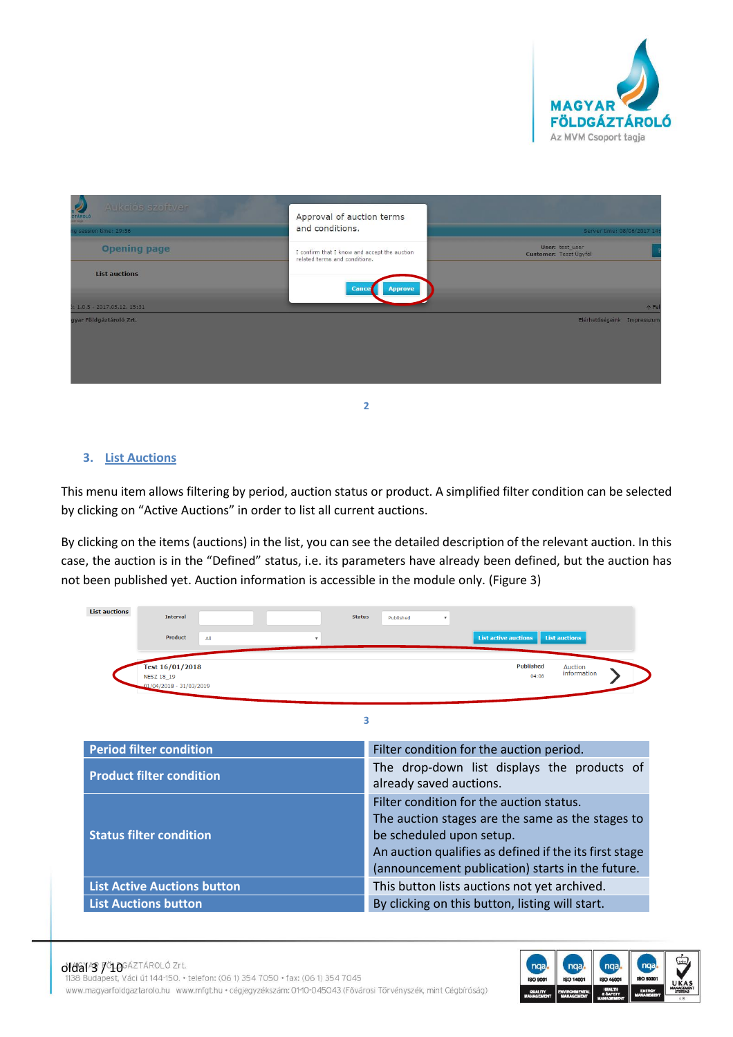2

## 3. List Auctions

This menu item allows filtering by period, auction status or product. A simplified filter condition can be selected by clicking on "Active Auctions" in order to list all current auctions.

By clicking on the items (auctions) in the list, you can see the detailed description of the relevant auction. In this case, the auction is in the "Defined" status, i.e. its parameters have already been defined, but the auction has not been published yet. Auction information is accessible in the module only. (Figure 3)

3

| | |
|---|---|
| **Period filter condition** | Filter condition for the auction period. |
| **Product filter condition** | The drop-down list displays the products of already saved auctions. |
| **Status filter condition** | Filter condition for the auction status.<br>The auction stages are the same as the stages to be scheduled upon setup.<br>An auction qualifies as defined if the its first stage (announcement publication) starts in the future. |
| **List Active Auctions button** | This button lists auctions not yet archived. |
| **List Auctions button** | By clicking on this button, listing will start. |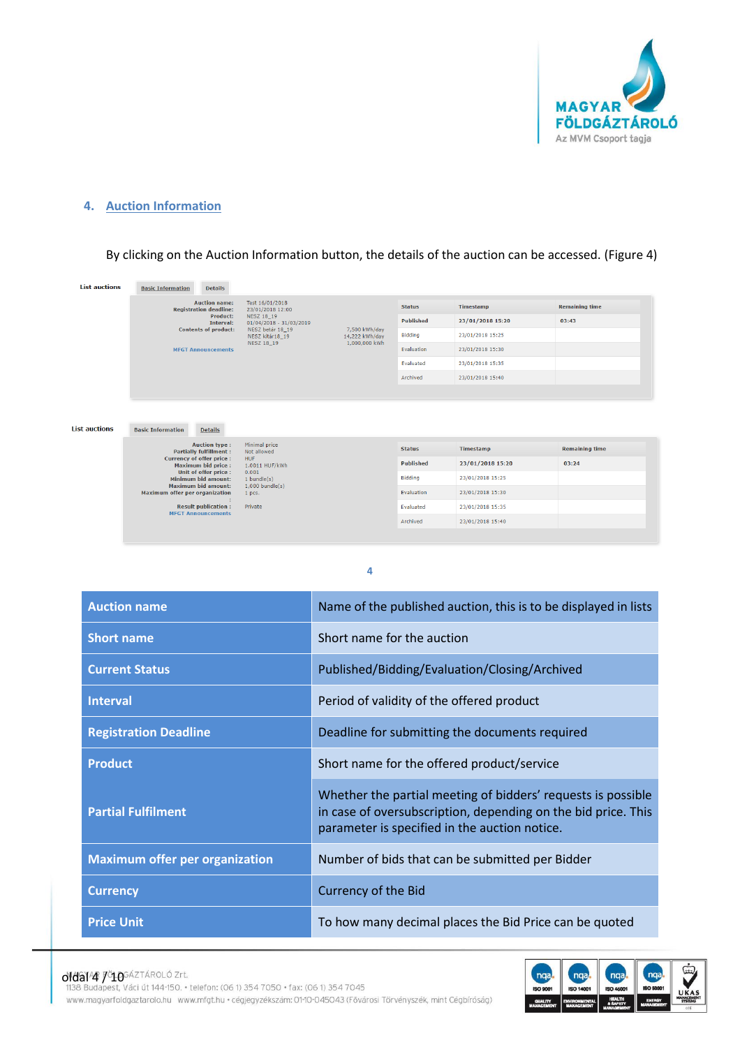## 4. Auction Information

By clicking on the Auction Information button, the details of the auction can be accessed. (Figure 4)

List auctions

Basic Information | Details

| | |
|---|---|
| Auction name: | Test 16/01/2018 |
| Registration deadline: | 23/01/2018 12:00 |
| Product: | NESZ 18_19 |
| Interval: | 01/04/2018 - 31/03/2019 |
| Contents of product: | NESZ betár 18_19 7,500 kWh/day |
| | NESZ kitár18_19 14,222 kWh/day |
| | NESZ 18_19 1,000,000 kWh |

MFGT Announcements

| Status | Timestamp | Remaining time |
|---|---|---|
| Published | 23/01/2018 15:20 | 03:43 |
| Bidding | 23/01/2018 15:25 | |
| Evaluation | 23/01/2018 15:30 | |
| Evaluated | 23/01/2018 15:35 | |
| Archived | 23/01/2018 15:40 | |

List auctions

Basic Information | Details

| | |
|---|---|
| Auction type : | Minimal price |
| Partially fulfillment : | Not allowed |
| Currency of offer price : | HUF |
| Maximum bid price : | 1.0011 HUF/kWh |
| Unit of offer price : | 0.001 |
| Minimum bid amount: | 1 bundle(s) |
| Maximum bid amount: | 1,000 bundle(s) |
| Maximum offer per organization : | 1 pcs. |
| Result publication : | Private |

MFGT Announcements

| Status | Timestamp | Remaining time |
|---|---|---|
| Published | 23/01/2018 15:20 | 03:24 |
| Bidding | 23/01/2018 15:25 | |
| Evaluation | 23/01/2018 15:30 | |
| Evaluated | 23/01/2018 15:35 | |
| Archived | 23/01/2018 15:40 | |

4

| | |
|---|---|
| **Auction name** | Name of the published auction, this is to be displayed in lists |
| **Short name** | Short name for the auction |
| **Current Status** | Published/Bidding/Evaluation/Closing/Archived |
| **Interval** | Period of validity of the offered product |
| **Registration Deadline** | Deadline for submitting the documents required |
| **Product** | Short name for the offered product/service |
| **Partial Fulfilment** | Whether the partial meeting of bidders' requests is possible in case of oversubscription, depending on the bid price. This parameter is specified in the auction notice. |
| **Maximum offer per organization** | Number of bids that can be submitted per Bidder |
| **Currency** | Currency of the Bid |
| **Price Unit** | To how many decimal places the Bid Price can be quoted |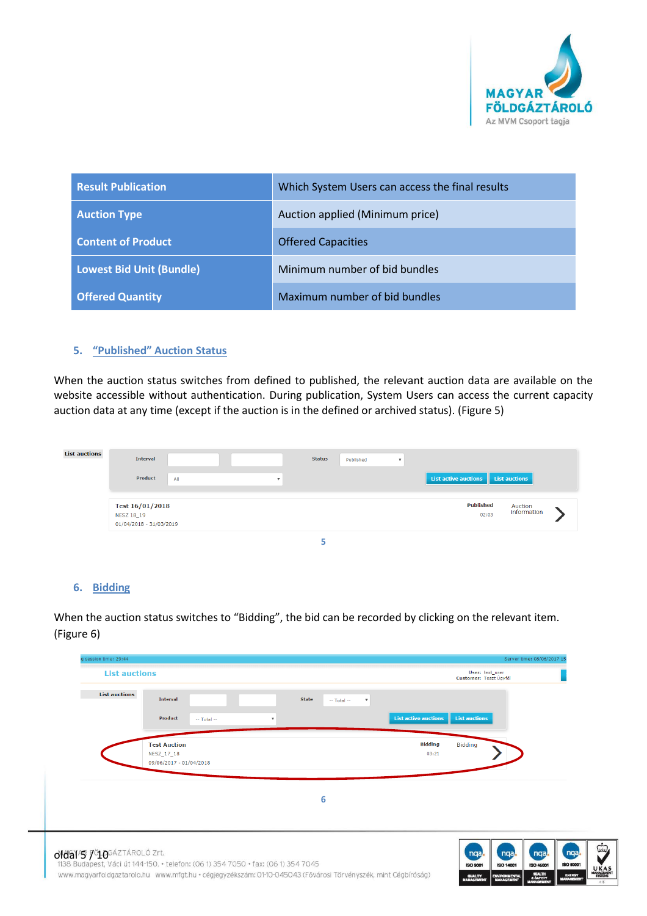| | |
|---|---|
| **Result Publication** | Which System Users can access the final results |
| **Auction Type** | Auction applied (Minimum price) |
| **Content of Product** | Offered Capacities |
| **Lowest Bid Unit (Bundle)** | Minimum number of bid bundles |
| **Offered Quantity** | Maximum number of bid bundles |

## 5. "Published" Auction Status

When the auction status switches from defined to published, the relevant auction data are available on the website accessible without authentication. During publication, System Users can access the current capacity auction data at any time (except if the auction is in the defined or archived status). (Figure 5)

List auctions

Interval

Status

Published

Product

All

List active auctions

List auctions

Test 16/01/2018

NESZ 18_19

01/04/2018 - 31/03/2019

Published

02:03

Auction information

5

## 6. Bidding

When the auction status switches to "Bidding", the bid can be recorded by clicking on the relevant item. (Figure 6)

g session time: 29:44

Server time: 08/06/2017 15

List auctions

User: test_user

Customer: Teszt Ügyfél

List auctions

Interval

State

-- Total --

Product

-- Total --

List active auctions

List auctions

Test Auction

NESZ_17_18

09/06/2017 - 01/04/2018

Bidding

03:21

Bidding

6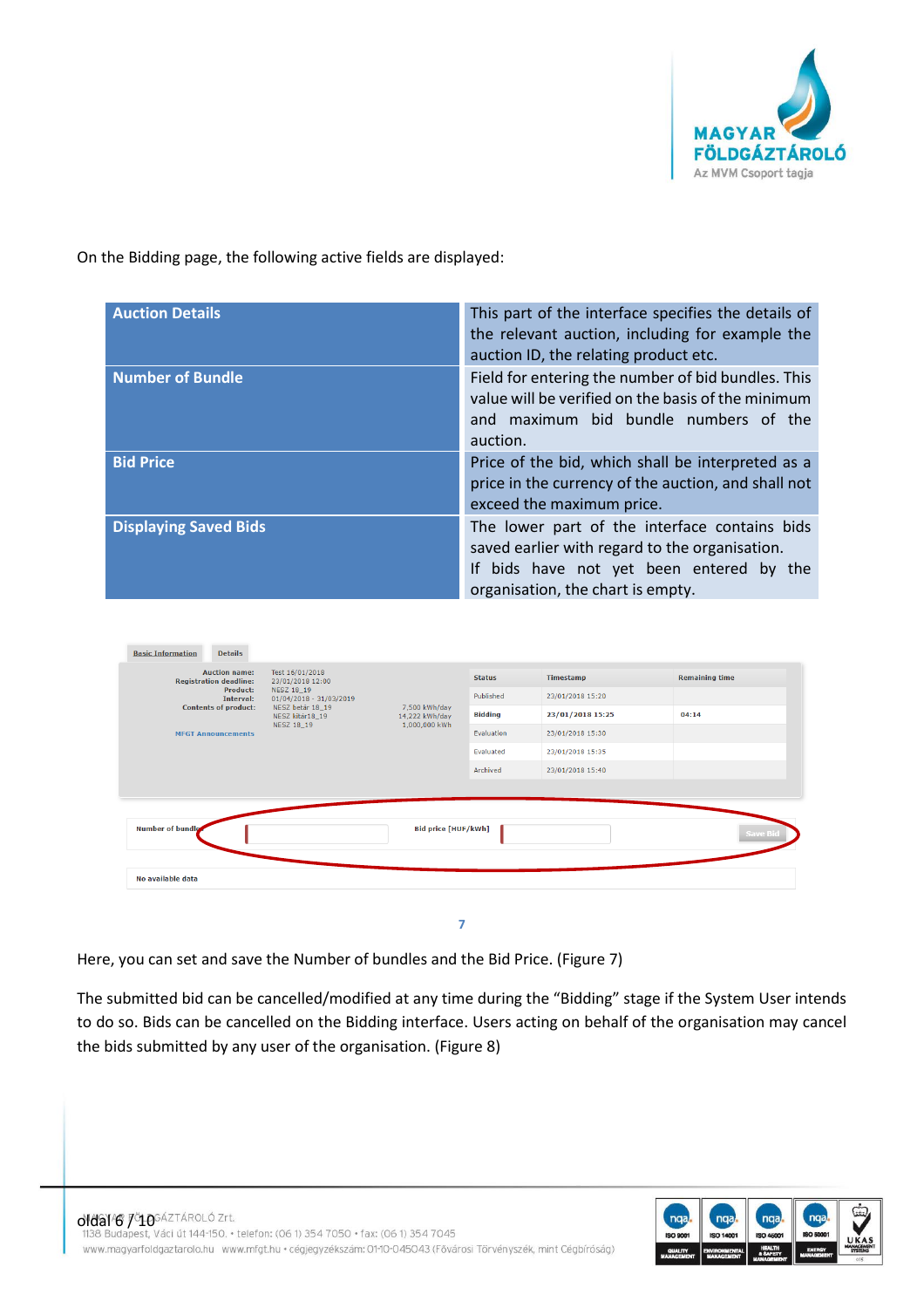On the Bidding page, the following active fields are displayed:

| | |
|---|---|
| **Auction Details** | This part of the interface specifies the details of the relevant auction, including for example the auction ID, the relating product etc. |
| **Number of Bundle** | Field for entering the number of bid bundles. This value will be verified on the basis of the minimum and maximum bid bundle numbers of the auction. |
| **Bid Price** | Price of the bid, which shall be interpreted as a price in the currency of the auction, and shall not exceed the maximum price. |
| **Displaying Saved Bids** | The lower part of the interface contains bids saved earlier with regard to the organisation. If bids have not yet been entered by the organisation, the chart is empty. |

7

Here, you can set and save the Number of bundles and the Bid Price. (Figure 7)

The submitted bid can be cancelled/modified at any time during the "Bidding" stage if the System User intends to do so. Bids can be cancelled on the Bidding interface. Users acting on behalf of the organisation may cancel the bids submitted by any user of the organisation. (Figure 8)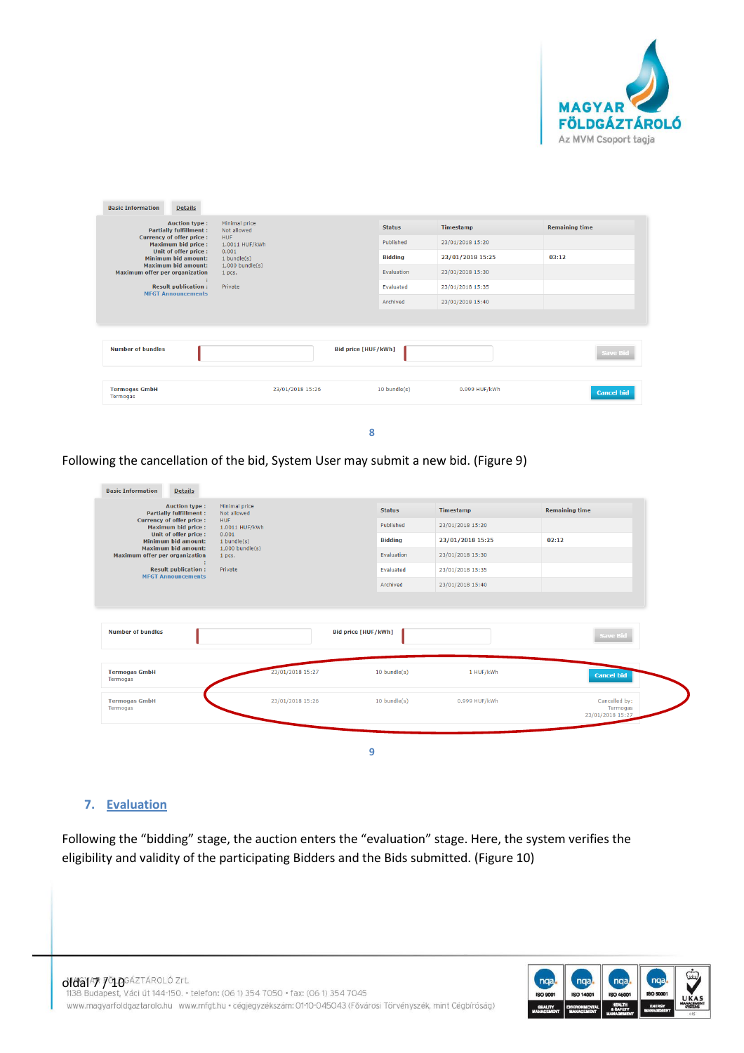8

Following the cancellation of the bid, System User may submit a new bid. (Figure 9)

9

## 7. Evaluation

Following the "bidding" stage, the auction enters the "evaluation" stage. Here, the system verifies the eligibility and validity of the participating Bidders and the Bids submitted. (Figure 10)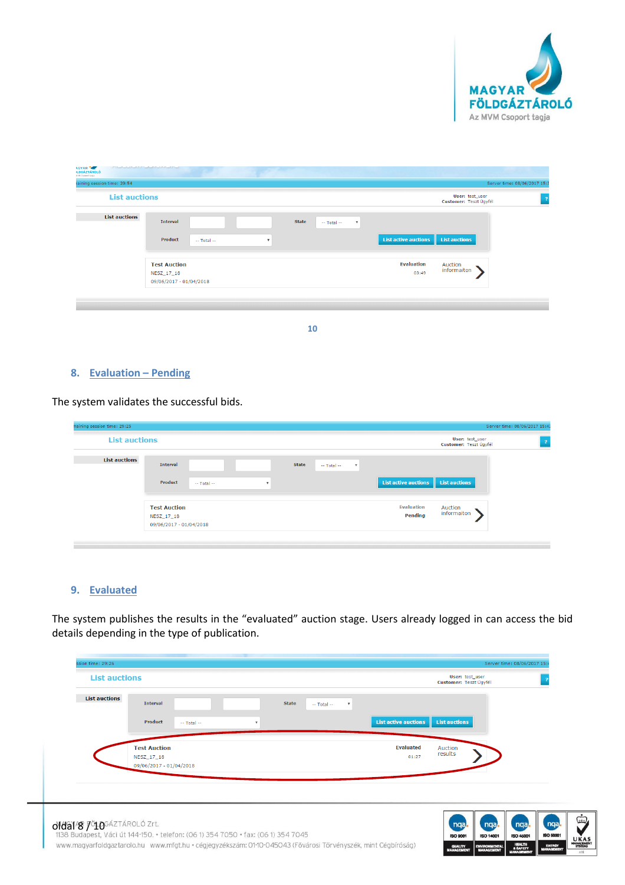## 8. Evaluation – Pending

The system validates the successful bids.

## 9. Evaluated

The system publishes the results in the "evaluated" auction stage. Users already logged in can access the bid details depending in the type of publication.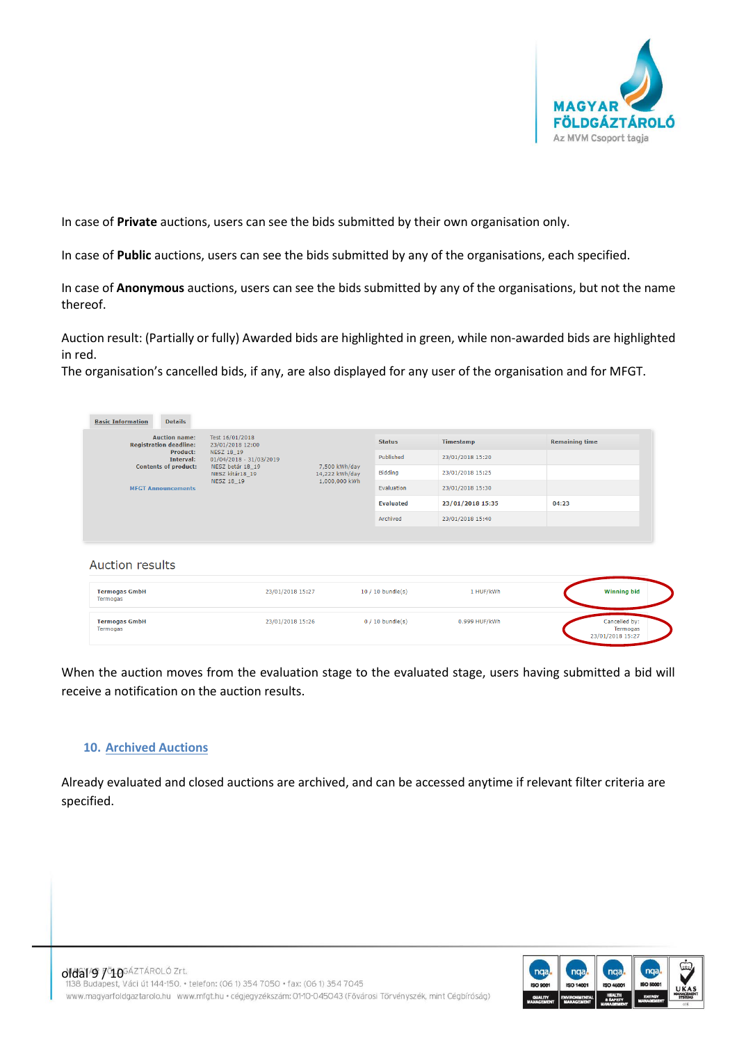In case of **Private** auctions, users can see the bids submitted by their own organisation only.

In case of **Public** auctions, users can see the bids submitted by any of the organisations, each specified.

In case of **Anonymous** auctions, users can see the bids submitted by any of the organisations, but not the name thereof.

Auction result: (Partially or fully) Awarded bids are highlighted in green, while non-awarded bids are highlighted in red.
The organisation's cancelled bids, if any, are also displayed for any user of the organisation and for MFGT.

Basic Information | Details

| | | |
|---|---|---|
| Auction name: | Test 16/01/2018 | |
| Registration deadline: | 23/01/2018 12:00 | |
| Product: | NESZ 18_19 | |
| Interval: | 01/04/2018 - 31/03/2019 | |
| Contents of product: | NESZ betár 18_19 | 7,500 kWh/day |
| | NESZ kitár18_19 | 14,222 kWh/day |
| | NESZ 18_19 | 1,000,000 kWh |

MFGT Announcements

| Status | Timestamp | Remaining time |
|---|---|---|
| Published | 23/01/2018 15:20 | |
| Bidding | 23/01/2018 15:25 | |
| Evaluation | 23/01/2018 15:30 | |
| **Evaluated** | **23/01/2018 15:35** | 04:23 |
| Archived | 23/01/2018 15:40 | |

Auction results

| | | | | |
|---|---|---|---|---|
| Termogas GmbH Termogas | 23/01/2018 15:27 | 10 / 10 bundle(s) | 1 HUF/kWh | Winning bid |
| Termogas GmbH Termogas | 23/01/2018 15:26 | 0 / 10 bundle(s) | 0.999 HUF/kWh | Cancelled by: Termogas 23/01/2018 15:27 |

When the auction moves from the evaluation stage to the evaluated stage, users having submitted a bid will receive a notification on the auction results.

## 10. Archived Auctions

Already evaluated and closed auctions are archived, and can be accessed anytime if relevant filter criteria are specified.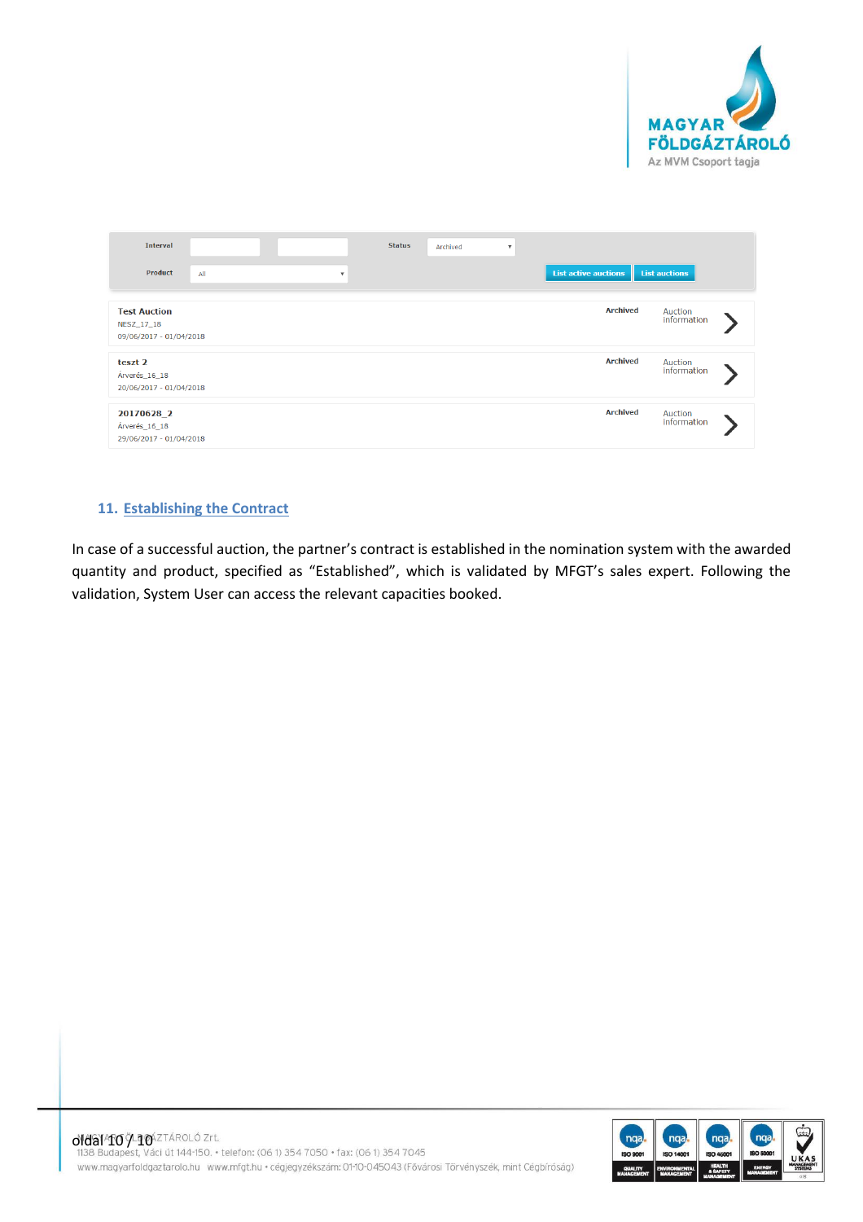| Interval | | | Status | Archived | |
|---|---|---|---|---|---|
| Product | All | | | List active auctions | List auctions |

| | | |
|---|---|---|
| Test Auction<br>NESZ_17_18<br>09/06/2017 - 01/04/2018 | Archived | Auction information |
| teszt 2<br>Árverés_16_18<br>20/06/2017 - 01/04/2018 | Archived | Auction information |
| 20170628_2<br>Árverés_16_18<br>29/06/2017 - 01/04/2018 | Archived | Auction information |

## 11. Establishing the Contract

In case of a successful auction, the partner's contract is established in the nomination system with the awarded quantity and product, specified as "Established", which is validated by MFGT's sales expert. Following the validation, System User can access the relevant capacities booked.